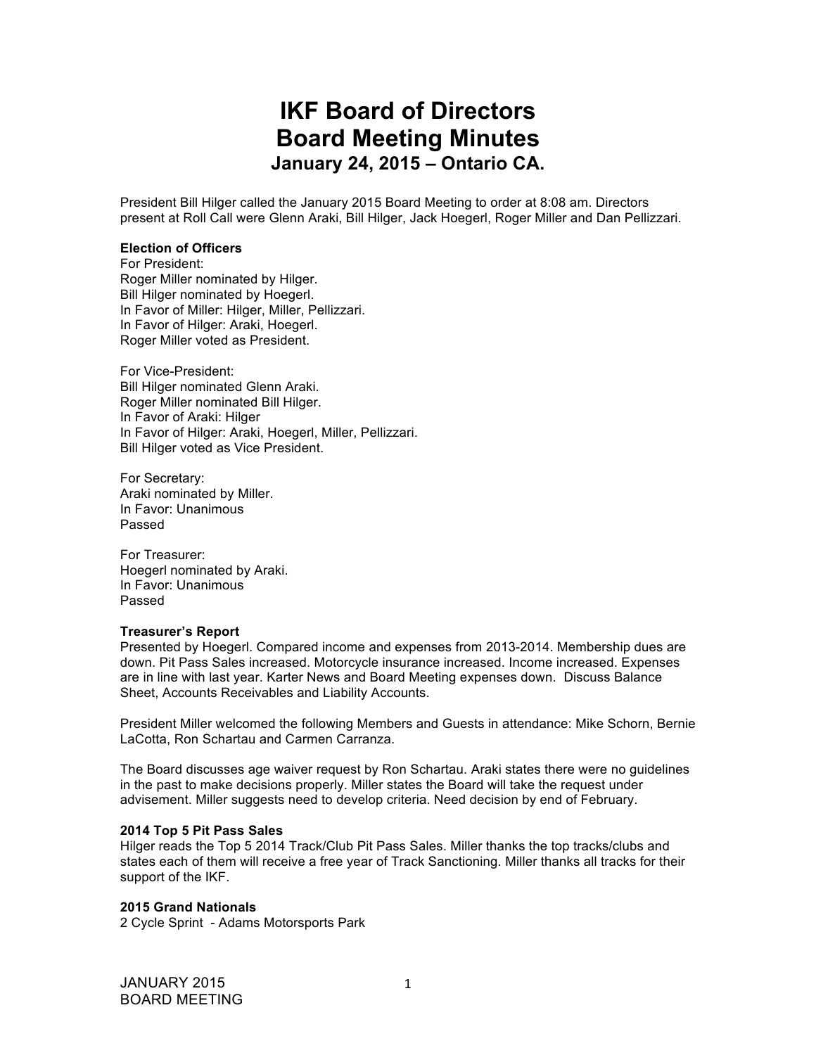# IKF Board of Directors
# Board Meeting Minutes
### January 24, 2015 – Ontario CA.

President Bill Hilger called the January 2015 Board Meeting to order at 8:08 am. Directors present at Roll Call were Glenn Araki, Bill Hilger, Jack Hoegerl, Roger Miller and Dan Pellizzari.

**Election of Officers**

For President:
Roger Miller nominated by Hilger.
Bill Hilger nominated by Hoegerl.
In Favor of Miller: Hilger, Miller, Pellizzari.
In Favor of Hilger: Araki, Hoegerl.
Roger Miller voted as President.

For Vice-President:
Bill Hilger nominated Glenn Araki.
Roger Miller nominated Bill Hilger.
In Favor of Araki: Hilger
In Favor of Hilger: Araki, Hoegerl, Miller, Pellizzari.
Bill Hilger voted as Vice President.

For Secretary:
Araki nominated by Miller.
In Favor: Unanimous
Passed

For Treasurer:
Hoegerl nominated by Araki.
In Favor: Unanimous
Passed

**Treasurer's Report**

Presented by Hoegerl. Compared income and expenses from 2013-2014. Membership dues are down. Pit Pass Sales increased. Motorcycle insurance increased. Income increased. Expenses are in line with last year. Karter News and Board Meeting expenses down. Discuss Balance Sheet, Accounts Receivables and Liability Accounts.

President Miller welcomed the following Members and Guests in attendance: Mike Schorn, Bernie LaCotta, Ron Schartau and Carmen Carranza.

The Board discusses age waiver request by Ron Schartau. Araki states there were no guidelines in the past to make decisions properly. Miller states the Board will take the request under advisement. Miller suggests need to develop criteria. Need decision by end of February.

**2014 Top 5 Pit Pass Sales**

Hilger reads the Top 5 2014 Track/Club Pit Pass Sales. Miller thanks the top tracks/clubs and states each of them will receive a free year of Track Sanctioning. Miller thanks all tracks for their support of the IKF.

**2015 Grand Nationals**

2 Cycle Sprint - Adams Motorsports Park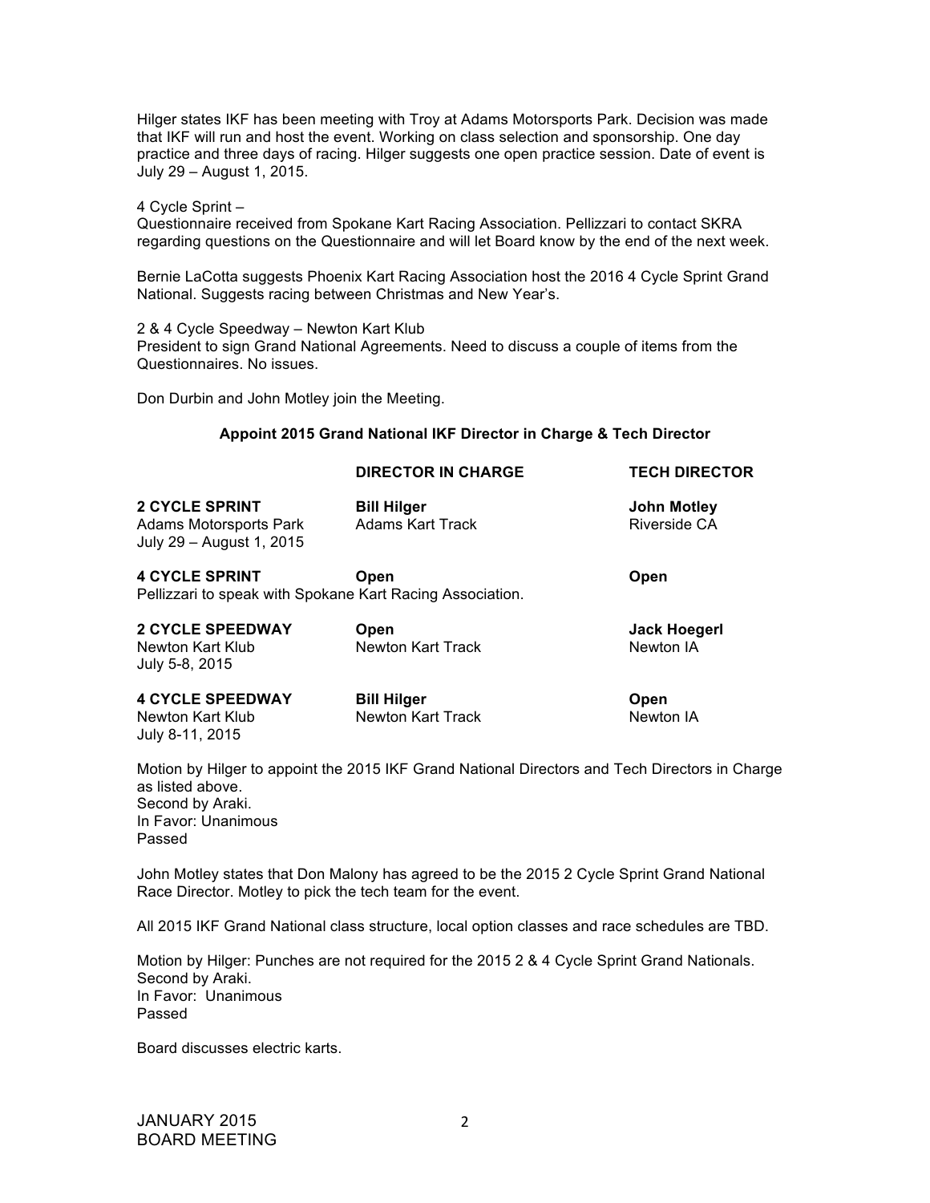Hilger states IKF has been meeting with Troy at Adams Motorsports Park. Decision was made that IKF will run and host the event. Working on class selection and sponsorship. One day practice and three days of racing. Hilger suggests one open practice session. Date of event is July 29 – August 1, 2015.

4 Cycle Sprint –
Questionnaire received from Spokane Kart Racing Association. Pellizzari to contact SKRA regarding questions on the Questionnaire and will let Board know by the end of the next week.

Bernie LaCotta suggests Phoenix Kart Racing Association host the 2016 4 Cycle Sprint Grand National. Suggests racing between Christmas and New Year's.

2 & 4 Cycle Speedway – Newton Kart Klub
President to sign Grand National Agreements. Need to discuss a couple of items from the Questionnaires. No issues.

Don Durbin and John Motley join the Meeting.

### Appoint 2015 Grand National IKF Director in Charge & Tech Director

| | DIRECTOR IN CHARGE | TECH DIRECTOR |
|---|---|---|
| **2 CYCLE SPRINT**<br>Adams Motorsports Park<br>July 29 – August 1, 2015 | **Bill Hilger**<br>Adams Kart Track | **John Motley**<br>Riverside CA |
| **4 CYCLE SPRINT**<br>Pellizzari to speak with Spokane Kart Racing Association. | **Open** | **Open** |
| **2 CYCLE SPEEDWAY**<br>Newton Kart Klub<br>July 5-8, 2015 | **Open**<br>Newton Kart Track | **Jack Hoegerl**<br>Newton IA |
| **4 CYCLE SPEEDWAY**<br>Newton Kart Klub<br>July 8-11, 2015 | **Bill Hilger**<br>Newton Kart Track | **Open**<br>Newton IA |

Motion by Hilger to appoint the 2015 IKF Grand National Directors and Tech Directors in Charge as listed above.
Second by Araki.
In Favor: Unanimous
Passed

John Motley states that Don Malony has agreed to be the 2015 2 Cycle Sprint Grand National Race Director. Motley to pick the tech team for the event.

All 2015 IKF Grand National class structure, local option classes and race schedules are TBD.

Motion by Hilger: Punches are not required for the 2015 2 & 4 Cycle Sprint Grand Nationals.
Second by Araki.
In Favor: Unanimous
Passed

Board discusses electric karts.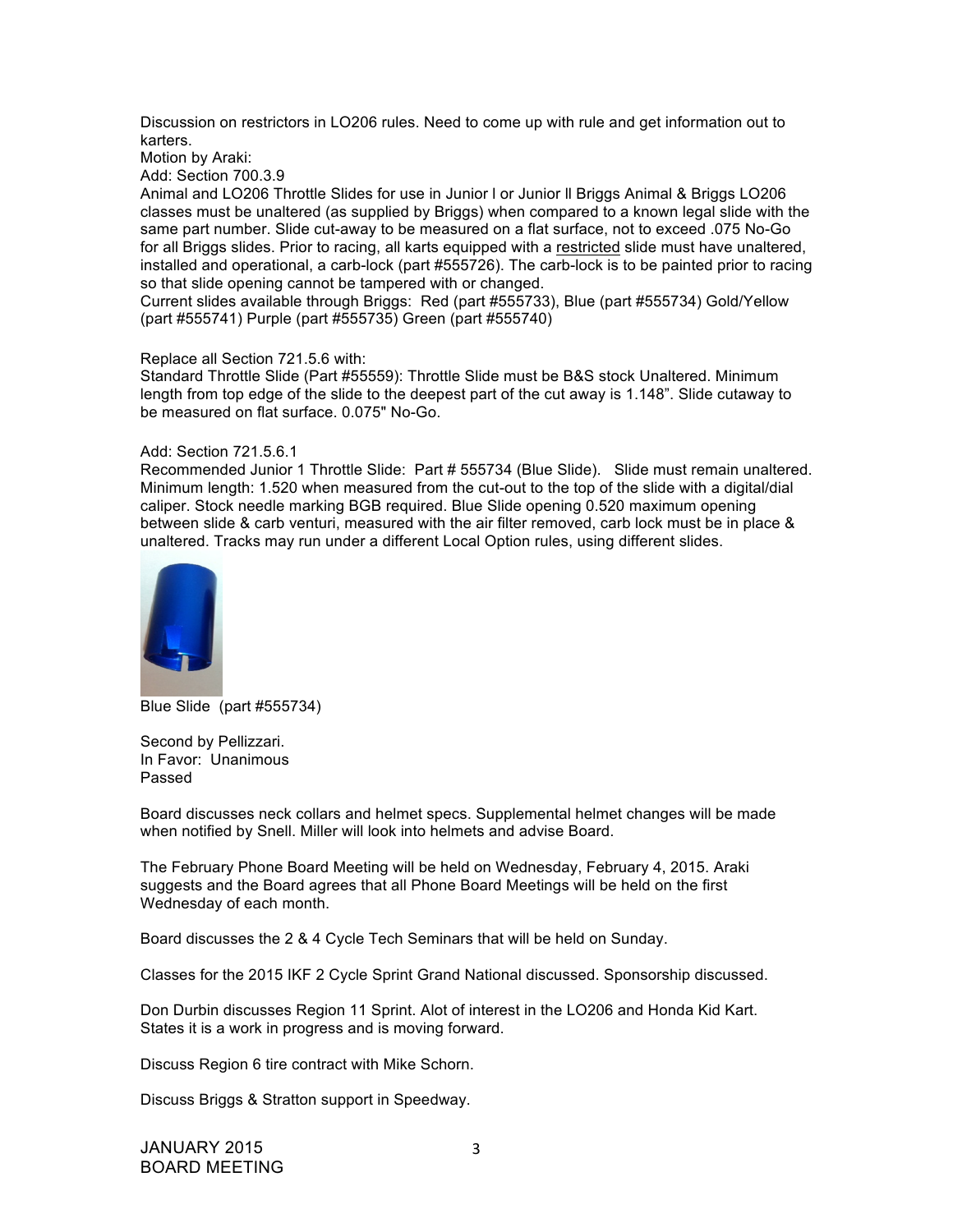Discussion on restrictors in LO206 rules. Need to come up with rule and get information out to karters.
Motion by Araki:
Add: Section 700.3.9
Animal and LO206 Throttle Slides for use in Junior l or Junior ll Briggs Animal & Briggs LO206 classes must be unaltered (as supplied by Briggs) when compared to a known legal slide with the same part number. Slide cut-away to be measured on a flat surface, not to exceed .075 No-Go for all Briggs slides. Prior to racing, all karts equipped with a restricted slide must have unaltered, installed and operational, a carb-lock (part #555726). The carb-lock is to be painted prior to racing so that slide opening cannot be tampered with or changed.
Current slides available through Briggs: Red (part #555733), Blue (part #555734) Gold/Yellow (part #555741) Purple (part #555735) Green (part #555740)

Replace all Section 721.5.6 with:
Standard Throttle Slide (Part #55559): Throttle Slide must be B&S stock Unaltered. Minimum length from top edge of the slide to the deepest part of the cut away is 1.148”. Slide cutaway to be measured on flat surface. 0.075" No-Go.

Add: Section 721.5.6.1
Recommended Junior 1 Throttle Slide: Part # 555734 (Blue Slide). Slide must remain unaltered. Minimum length: 1.520 when measured from the cut-out to the top of the slide with a digital/dial caliper. Stock needle marking BGB required. Blue Slide opening 0.520 maximum opening between slide & carb venturi, measured with the air filter removed, carb lock must be in place & unaltered. Tracks may run under a different Local Option rules, using different slides.

Blue Slide (part #555734)

Second by Pellizzari.
In Favor: Unanimous
Passed

Board discusses neck collars and helmet specs. Supplemental helmet changes will be made when notified by Snell. Miller will look into helmets and advise Board.

The February Phone Board Meeting will be held on Wednesday, February 4, 2015. Araki suggests and the Board agrees that all Phone Board Meetings will be held on the first Wednesday of each month.

Board discusses the 2 & 4 Cycle Tech Seminars that will be held on Sunday.

Classes for the 2015 IKF 2 Cycle Sprint Grand National discussed. Sponsorship discussed.

Don Durbin discusses Region 11 Sprint. Alot of interest in the LO206 and Honda Kid Kart. States it is a work in progress and is moving forward.

Discuss Region 6 tire contract with Mike Schorn.

Discuss Briggs & Stratton support in Speedway.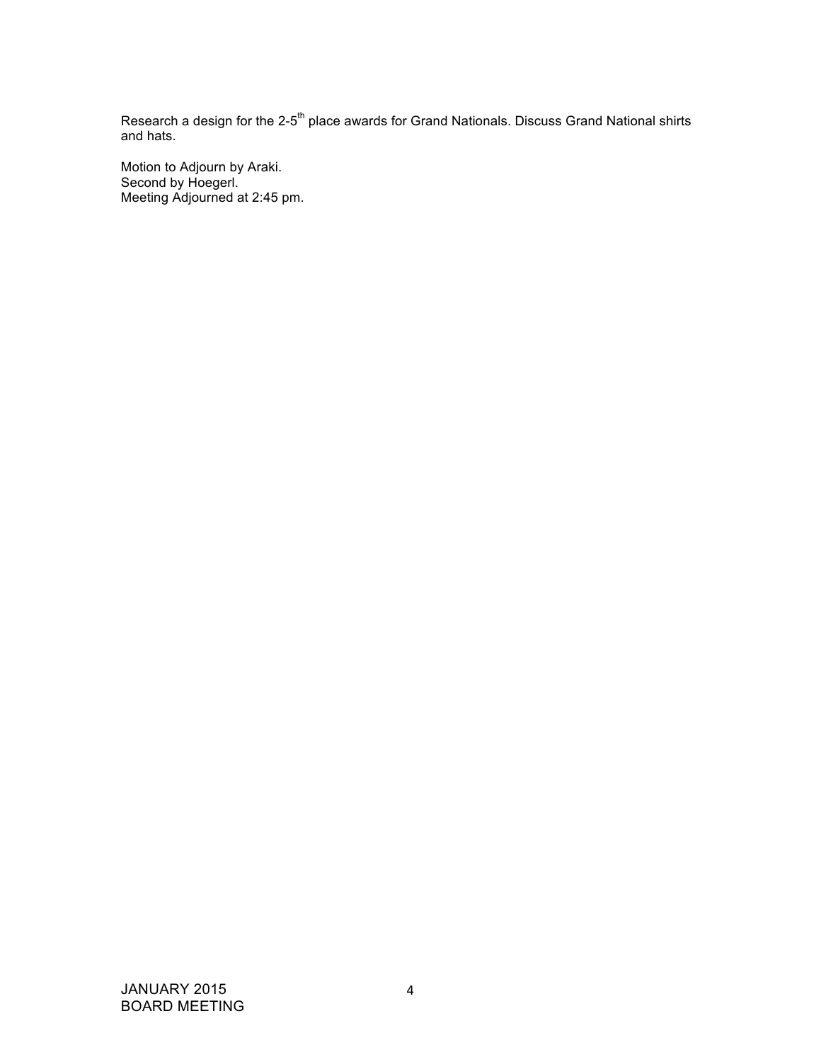Research a design for the 2-5th place awards for Grand Nationals. Discuss Grand National shirts and hats.

Motion to Adjourn by Araki.
Second by Hoegerl.
Meeting Adjourned at 2:45 pm.